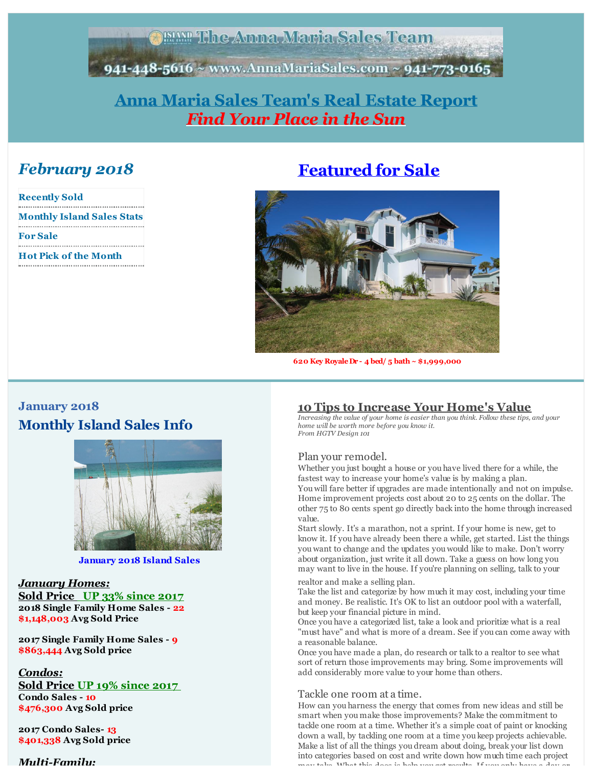# Anna Maria Sales Team's Real Estate Report

## *Find Your Place in the Sun*

## *February 2018*

- Recently Sold
- Monthly Island Sales Stats
- For Sale
- Hot Pick of the Month

## Featured for Sale

**620 Key Royale Dr - 4 bed/ 5 bath ~ $1,999,000**

### January 2018

## Monthly Island Sales Info

**January 2018 Island Sales**

***January Homes:***

**Sold Price UP 33% since 2017**

**2018 Single Family Home Sales - 22**
**$1,148,003 Avg Sold Price**

**2017 Single Family Home Sales - 9**
**$863,444 Avg Sold price**

***Condos:***

**Sold Price UP 19% since 2017**

**Condo Sales - 10**
**$476,300 Avg Sold price**

**2017 Condo Sales- 13**
**$401,338 Avg Sold price**

***Multi-Family:***

## 10 Tips to Increase Your Home's Value

*Increasing the value of your home is easier than you think. Follow these tips, and your home will be worth more before you know it.*
*From HGTV Design 101*

### Plan your remodel.

Whether you just bought a house or you have lived there for a while, the fastest way to increase your home's value is by making a plan.
You will fare better if upgrades are made intentionally and not on impulse. Home improvement projects cost about 20 to 25 cents on the dollar. The other 75 to 80 cents spent go directly back into the home through increased value.
Start slowly. It's a marathon, not a sprint. If your home is new, get to know it. If you have already been there a while, get started. List the things you want to change and the updates you would like to make. Don't worry about organization, just write it all down. Take a guess on how long you may want to live in the house. If you're planning on selling, talk to your realtor and make a selling plan.
Take the list and categorize by how much it may cost, including your time and money. Be realistic. It's OK to list an outdoor pool with a waterfall, but keep your financial picture in mind.
Once you have a categorized list, take a look and prioritize what is a real "must have" and what is more of a dream. See if you can come away with a reasonable balance.
Once you have made a plan, do research or talk to a realtor to see what sort of return those improvements may bring. Some improvements will add considerably more value to your home than others.

### Tackle one room at a time.

How can you harness the energy that comes from new ideas and still be smart when you make those improvements? Make the commitment to tackle one room at a time. Whether it's a simple coat of paint or knocking down a wall, by tackling one room at a time you keep projects achievable. Make a list of all the things you dream about doing, break your list down into categories based on cost and write down how much time each project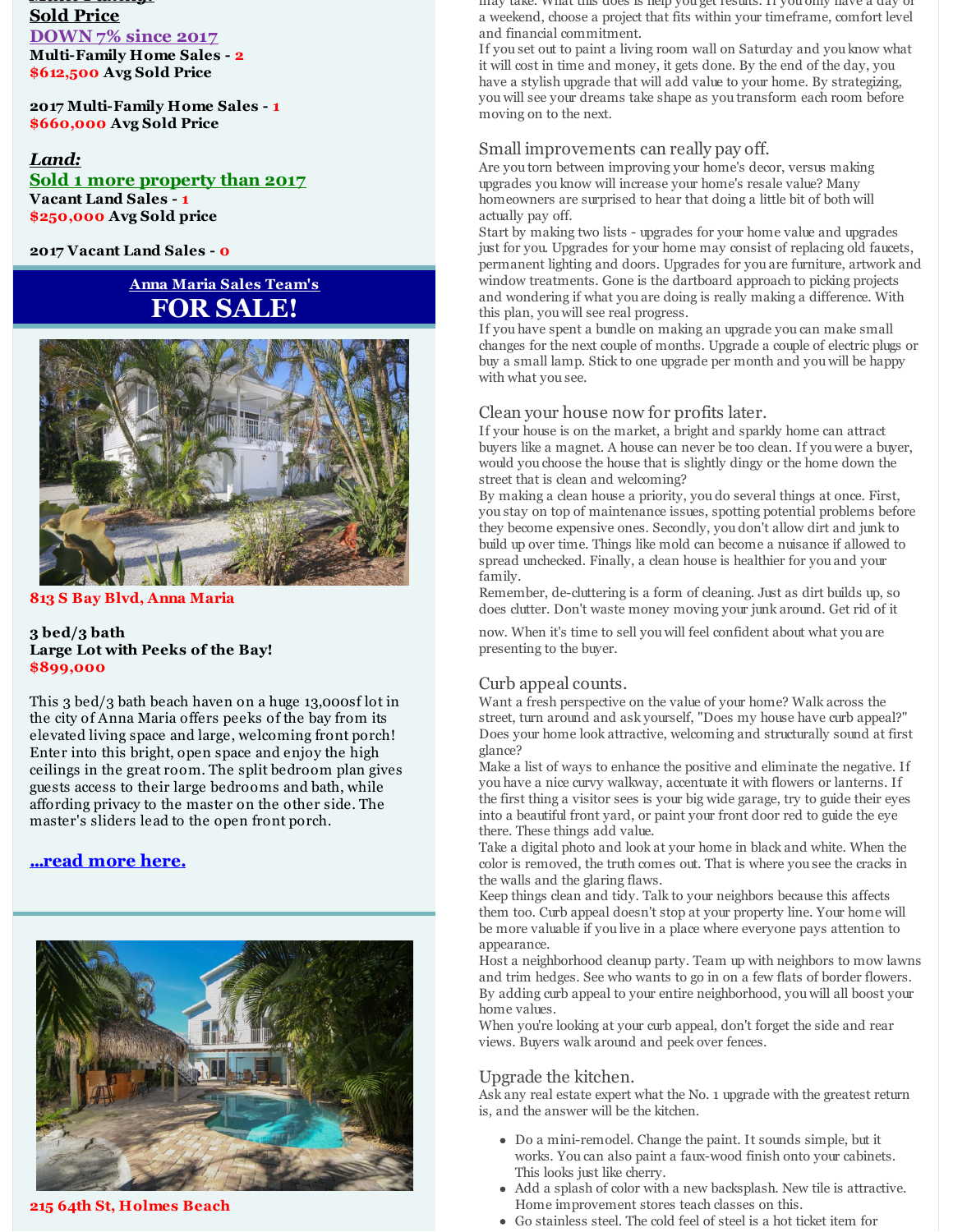**Sold Price**

**DOWN 7% since 2017**

**Multi-Family Home Sales - 2**
**$612,500 Avg Sold Price**

**2017 Multi-Family Home Sales - 1**
**$660,000 Avg Sold Price**

***Land:***

**Sold 1 more property than 2017**

**Vacant Land Sales - 1**
**$250,000 Avg Sold price**

**2017 Vacant Land Sales - 0**

## Anna Maria Sales Team's
# FOR SALE!

**813 S Bay Blvd, Anna Maria**

**3 bed/3 bath**
**Large Lot with Peeks of the Bay!**
**$899,000**

This 3 bed/3 bath beach haven on a huge 13,000sf lot in the city of Anna Maria offers peeks of the bay from its elevated living space and large, welcoming front porch! Enter into this bright, open space and enjoy the high ceilings in the great room. The split bedroom plan gives guests access to their large bedrooms and bath, while affording privacy to the master on the other side. The master's sliders lead to the open front porch.

**...read more here.**

**215 64th St, Holmes Beach**

may take. What this does is help you get results. If you only have a day or a weekend, choose a project that fits within your timeframe, comfort level and financial commitment.

If you set out to paint a living room wall on Saturday and you know what it will cost in time and money, it gets done. By the end of the day, you have a stylish upgrade that will add value to your home. By strategizing, you will see your dreams take shape as you transform each room before moving on to the next.

### Small improvements can really pay off.

Are you torn between improving your home's decor, versus making upgrades you know will increase your home's resale value? Many homeowners are surprised to hear that doing a little bit of both will actually pay off.

Start by making two lists - upgrades for your home value and upgrades just for you. Upgrades for your home may consist of replacing old faucets, permanent lighting and doors. Upgrades for you are furniture, artwork and window treatments. Gone is the dartboard approach to picking projects and wondering if what you are doing is really making a difference. With this plan, you will see real progress.

If you have spent a bundle on making an upgrade you can make small changes for the next couple of months. Upgrade a couple of electric plugs or buy a small lamp. Stick to one upgrade per month and you will be happy with what you see.

### Clean your house now for profits later.

If your house is on the market, a bright and sparkly home can attract buyers like a magnet. A house can never be too clean. If you were a buyer, would you choose the house that is slightly dingy or the home down the street that is clean and welcoming?

By making a clean house a priority, you do several things at once. First, you stay on top of maintenance issues, spotting potential problems before they become expensive ones. Secondly, you don't allow dirt and junk to build up over time. Things like mold can become a nuisance if allowed to spread unchecked. Finally, a clean house is healthier for you and your family.

Remember, de-cluttering is a form of cleaning. Just as dirt builds up, so does clutter. Don't waste money moving your junk around. Get rid of it now. When it's time to sell you will feel confident about what you are presenting to the buyer.

### Curb appeal counts.

Want a fresh perspective on the value of your home? Walk across the street, turn around and ask yourself, "Does my house have curb appeal?" Does your home look attractive, welcoming and structurally sound at first glance?

Make a list of ways to enhance the positive and eliminate the negative. If you have a nice curvy walkway, accentuate it with flowers or lanterns. If the first thing a visitor sees is your big wide garage, try to guide their eyes into a beautiful front yard, or paint your front door red to guide the eye there. These things add value.

Take a digital photo and look at your home in black and white. When the color is removed, the truth comes out. That is where you see the cracks in the walls and the glaring flaws.

Keep things clean and tidy. Talk to your neighbors because this affects them too. Curb appeal doesn't stop at your property line. Your home will be more valuable if you live in a place where everyone pays attention to appearance.

Host a neighborhood cleanup party. Team up with neighbors to mow lawns and trim hedges. See who wants to go in on a few flats of border flowers. By adding curb appeal to your entire neighborhood, you will all boost your home values.

When you're looking at your curb appeal, don't forget the side and rear views. Buyers walk around and peek over fences.

### Upgrade the kitchen.

Ask any real estate expert what the No. 1 upgrade with the greatest return is, and the answer will be the kitchen.

- Do a mini-remodel. Change the paint. It sounds simple, but it works. You can also paint a faux-wood finish onto your cabinets. This looks just like cherry.
- Add a splash of color with a new backsplash. New tile is attractive. Home improvement stores teach classes on this.
- Go stainless steel. The cold feel of steel is a hot ticket item for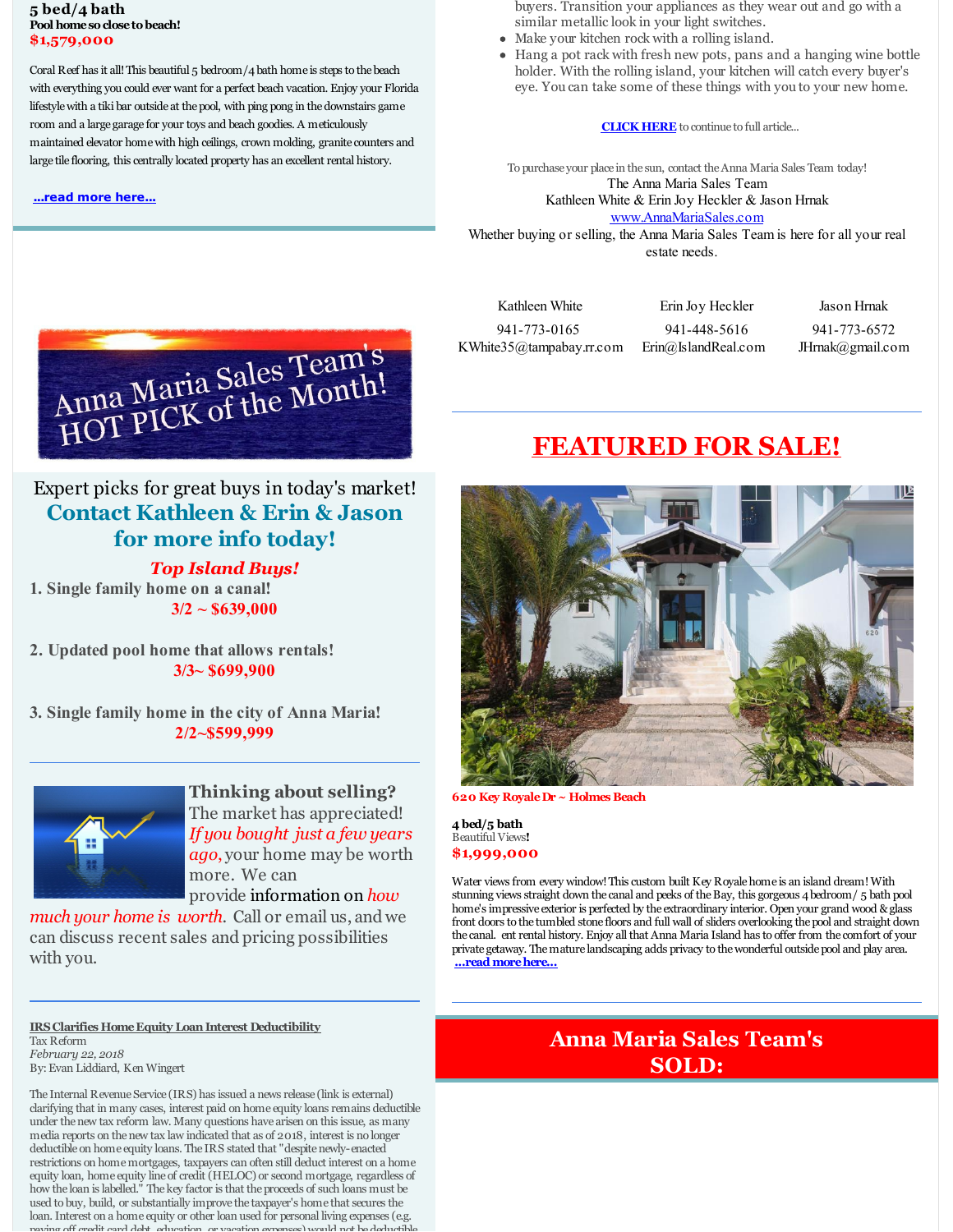**5 bed/4 bath**
**Pool home so close to beach!**
**$1,579,000**

Coral Reef has it all! This beautiful 5 bedroom/4 bath home is steps to the beach with everything you could ever want for a perfect beach vacation. Enjoy your Florida lifestyle with a tiki bar outside at the pool, with ping pong in the downstairs game room and a large garage for your toys and beach goodies. A meticulously maintained elevator home with high ceilings, crown molding, granite counters and large tile flooring, this centrally located property has an excellent rental history.

**...read more here...**

Anna Maria Sales Team's HOT PICK of the Month!

Expert picks for great buys in today's market!

## Contact Kathleen & Erin & Jason for more info today!

***Top Island Buys!***

1. **Single family home on a canal!**
   **3/2 ~ $639,000**

2. **Updated pool home that allows rentals!**
   **3/3~ $699,900**

3. **Single family home in the city of Anna Maria!**
   **2/2~$599,999**

**Thinking about selling?**
The market has appreciated! *If you bought just a few years ago,* your home may be worth more. We can provide information on *how much your home is worth*. Call or email us, and we can discuss recent sales and pricing possibilities with you.

**IRS Clarifies Home Equity Loan Interest Deductibility**
Tax Reform
*February 22, 2018*
By: Evan Liddiard, Ken Wingert

The Internal Revenue Service (IRS) has issued a news release (link is external) clarifying that in many cases, interest paid on home equity loans remains deductible under the new tax reform law. Many questions have arisen on this issue, as many media reports on the new tax law indicated that as of 2018, interest is no longer deductible on home equity loans. The IRS stated that "despite newly-enacted restrictions on home mortgages, taxpayers can often still deduct interest on a home equity loan, home equity line of credit (HELOC) or second mortgage, regardless of how the loan is labelled." The key factor is that the proceeds of such loans must be used to buy, build, or substantially improve the taxpayer's home that secures the loan. Interest on a home equity or other loan used for personal living expenses (e.g. paying off credit card debt, education, or vacation expenses) would not be deductible.

buyers. Transition your appliances as they wear out and go with a similar metallic look in your light switches.

- Make your kitchen rock with a rolling island.
- Hang a pot rack with fresh new pots, pans and a hanging wine bottle holder. With the rolling island, your kitchen will catch every buyer's eye. You can take some of these things with you to your new home.

**CLICK HERE** to continue to full article...

To purchase your place in the sun, contact the Anna Maria Sales Team today!
The Anna Maria Sales Team
Kathleen White & Erin Joy Heckler & Jason Hrnak
www.AnnaMariaSales.com
Whether buying or selling, the Anna Maria Sales Team is here for all your real estate needs.

| Kathleen White | Erin Joy Heckler | Jason Hrnak |
|---|---|---|
| 941-773-0165 | 941-448-5616 | 941-773-6572 |
| KWhite35@tampabay.rr.com | Erin@IslandReal.com | JHrnak@gmail.com |

## FEATURED FOR SALE!

**620 Key Royale Dr ~ Holmes Beach**

**4 bed/5 bath**
Beautiful Views**!**
**$1,999,000**

Water views from every window! This custom built Key Royale home is an island dream! With stunning views straight down the canal and peeks of the Bay, this gorgeous 4 bedroom/ 5 bath pool home's impressive exterior is perfected by the extraordinary interior. Open your grand wood & glass front doors to the tumbled stone floors and full wall of sliders overlooking the pool and straight down the canal. ent rental history. Enjoy all that Anna Maria Island has to offer from the comfort of your private getaway. The mature landscaping adds privacy to the wonderful outside pool and play area.
**...read more here...**

## Anna Maria Sales Team's SOLD: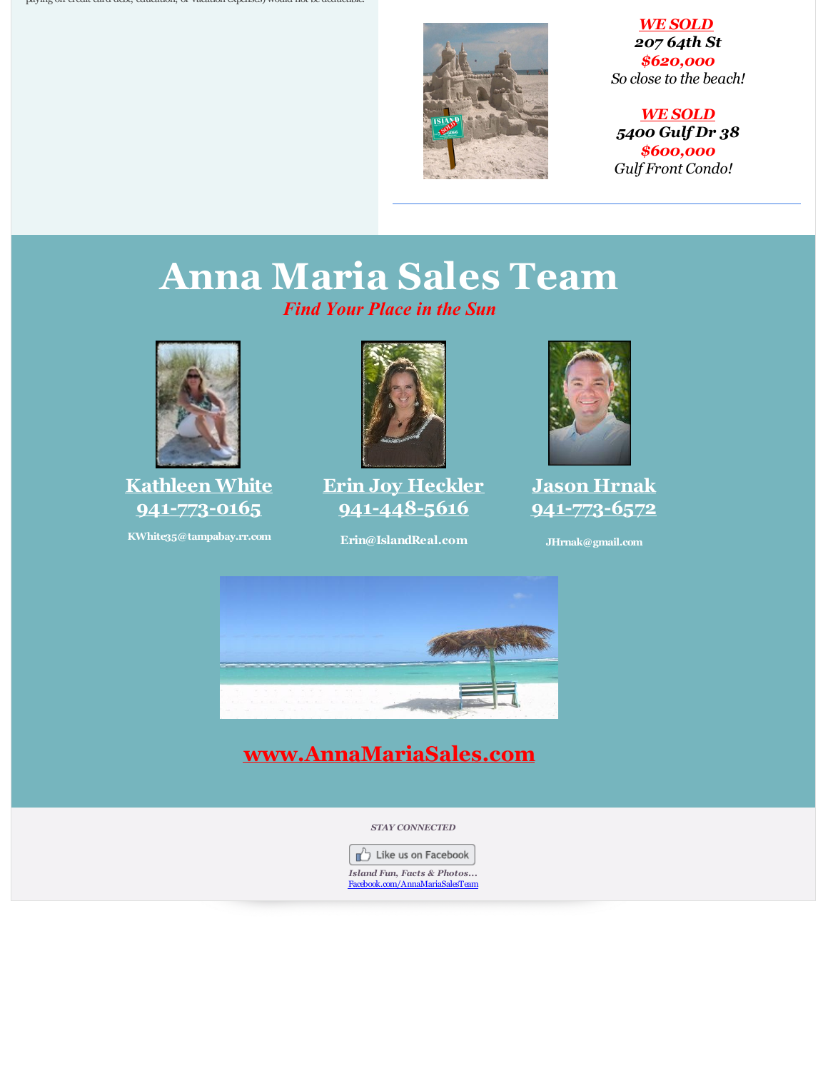paying off credit card debt, education, or vacation expenses) would not be deductible.

***WE SOLD***
***207 64th St***
***$620,000***
*So close to the beach!*

***WE SOLD***
***5400 Gulf Dr 38***
***$600,000***
*Gulf Front Condo!*

---

# Anna Maria Sales Team

***Find Your Place in the Sun***

**Kathleen White**
**941-773-0165**
**KWhite35@tampabay.rr.com**

**Erin Joy Heckler**
**941-448-5616**
**Erin@IslandReal.com**

**Jason Hrnak**
**941-773-6572**
**JHrnak@gmail.com**

**www.AnnaMariaSales.com**

***STAY CONNECTED***

Like us on Facebook

***Island Fun, Facts & Photos...***
Facebook.com/AnnaMariaSalesTeam